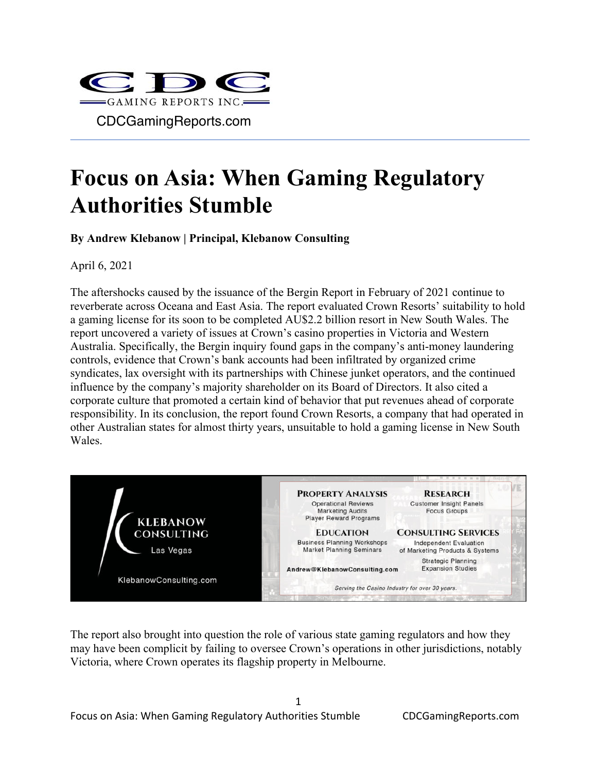CDC Gaming Reports Inc.

CDCGamingReports.com

# Focus on Asia: When Gaming Regulatory Authorities Stumble

**By Andrew Klebanow | Principal, Klebanow Consulting**

April 6, 2021

The aftershocks caused by the issuance of the Bergin Report in February of 2021 continue to reverberate across Oceana and East Asia. The report evaluated Crown Resorts' suitability to hold a gaming license for its soon to be completed AU$2.2 billion resort in New South Wales. The report uncovered a variety of issues at Crown's casino properties in Victoria and Western Australia. Specifically, the Bergin inquiry found gaps in the company's anti-money laundering controls, evidence that Crown's bank accounts had been infiltrated by organized crime syndicates, lax oversight with its partnerships with Chinese junket operators, and the continued influence by the company's majority shareholder on its Board of Directors. It also cited a corporate culture that promoted a certain kind of behavior that put revenues ahead of corporate responsibility. In its conclusion, the report found Crown Resorts, a company that had operated in other Australian states for almost thirty years, unsuitable to hold a gaming license in New South Wales.

KLEBANOW CONSULTING
Las Vegas
KlebanowConsulting.com

**PROPERTY ANALYSIS**
Operational Reviews
Marketing Audits
Player Reward Programs

**RESEARCH**
Customer Insight Panels
Focus Groups

**EDUCATION**
Business Planning Workshops
Market Planning Seminars

**CONSULTING SERVICES**
Independent Evaluation of Marketing Products & Systems
Strategic Planning
Expansion Studies

Andrew@KlebanowConsulting.com

*Serving the Casino Industry for over 30 years.*

The report also brought into question the role of various state gaming regulators and how they may have been complicit by failing to oversee Crown's operations in other jurisdictions, notably Victoria, where Crown operates its flagship property in Melbourne.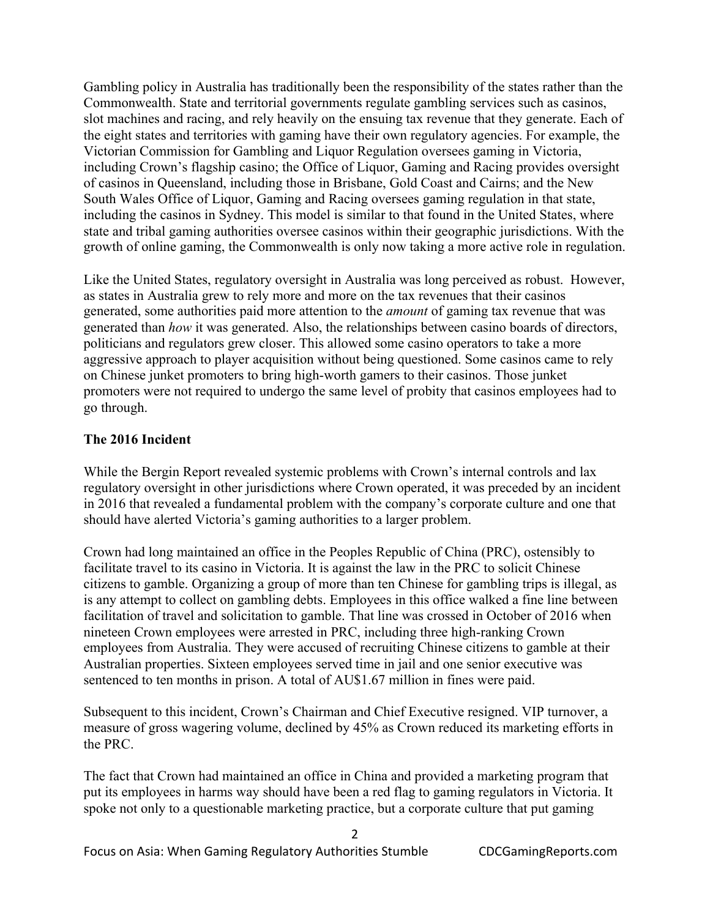Gambling policy in Australia has traditionally been the responsibility of the states rather than the Commonwealth. State and territorial governments regulate gambling services such as casinos, slot machines and racing, and rely heavily on the ensuing tax revenue that they generate. Each of the eight states and territories with gaming have their own regulatory agencies. For example, the Victorian Commission for Gambling and Liquor Regulation oversees gaming in Victoria, including Crown's flagship casino; the Office of Liquor, Gaming and Racing provides oversight of casinos in Queensland, including those in Brisbane, Gold Coast and Cairns; and the New South Wales Office of Liquor, Gaming and Racing oversees gaming regulation in that state, including the casinos in Sydney. This model is similar to that found in the United States, where state and tribal gaming authorities oversee casinos within their geographic jurisdictions. With the growth of online gaming, the Commonwealth is only now taking a more active role in regulation.

Like the United States, regulatory oversight in Australia was long perceived as robust. However, as states in Australia grew to rely more and more on the tax revenues that their casinos generated, some authorities paid more attention to the *amount* of gaming tax revenue that was generated than *how* it was generated. Also, the relationships between casino boards of directors, politicians and regulators grew closer. This allowed some casino operators to take a more aggressive approach to player acquisition without being questioned. Some casinos came to rely on Chinese junket promoters to bring high-worth gamers to their casinos. Those junket promoters were not required to undergo the same level of probity that casinos employees had to go through.

**The 2016 Incident**

While the Bergin Report revealed systemic problems with Crown's internal controls and lax regulatory oversight in other jurisdictions where Crown operated, it was preceded by an incident in 2016 that revealed a fundamental problem with the company's corporate culture and one that should have alerted Victoria's gaming authorities to a larger problem.

Crown had long maintained an office in the Peoples Republic of China (PRC), ostensibly to facilitate travel to its casino in Victoria. It is against the law in the PRC to solicit Chinese citizens to gamble. Organizing a group of more than ten Chinese for gambling trips is illegal, as is any attempt to collect on gambling debts. Employees in this office walked a fine line between facilitation of travel and solicitation to gamble. That line was crossed in October of 2016 when nineteen Crown employees were arrested in PRC, including three high-ranking Crown employees from Australia. They were accused of recruiting Chinese citizens to gamble at their Australian properties. Sixteen employees served time in jail and one senior executive was sentenced to ten months in prison. A total of AU$1.67 million in fines were paid.

Subsequent to this incident, Crown's Chairman and Chief Executive resigned. VIP turnover, a measure of gross wagering volume, declined by 45% as Crown reduced its marketing efforts in the PRC.

The fact that Crown had maintained an office in China and provided a marketing program that put its employees in harms way should have been a red flag to gaming regulators in Victoria. It spoke not only to a questionable marketing practice, but a corporate culture that put gaming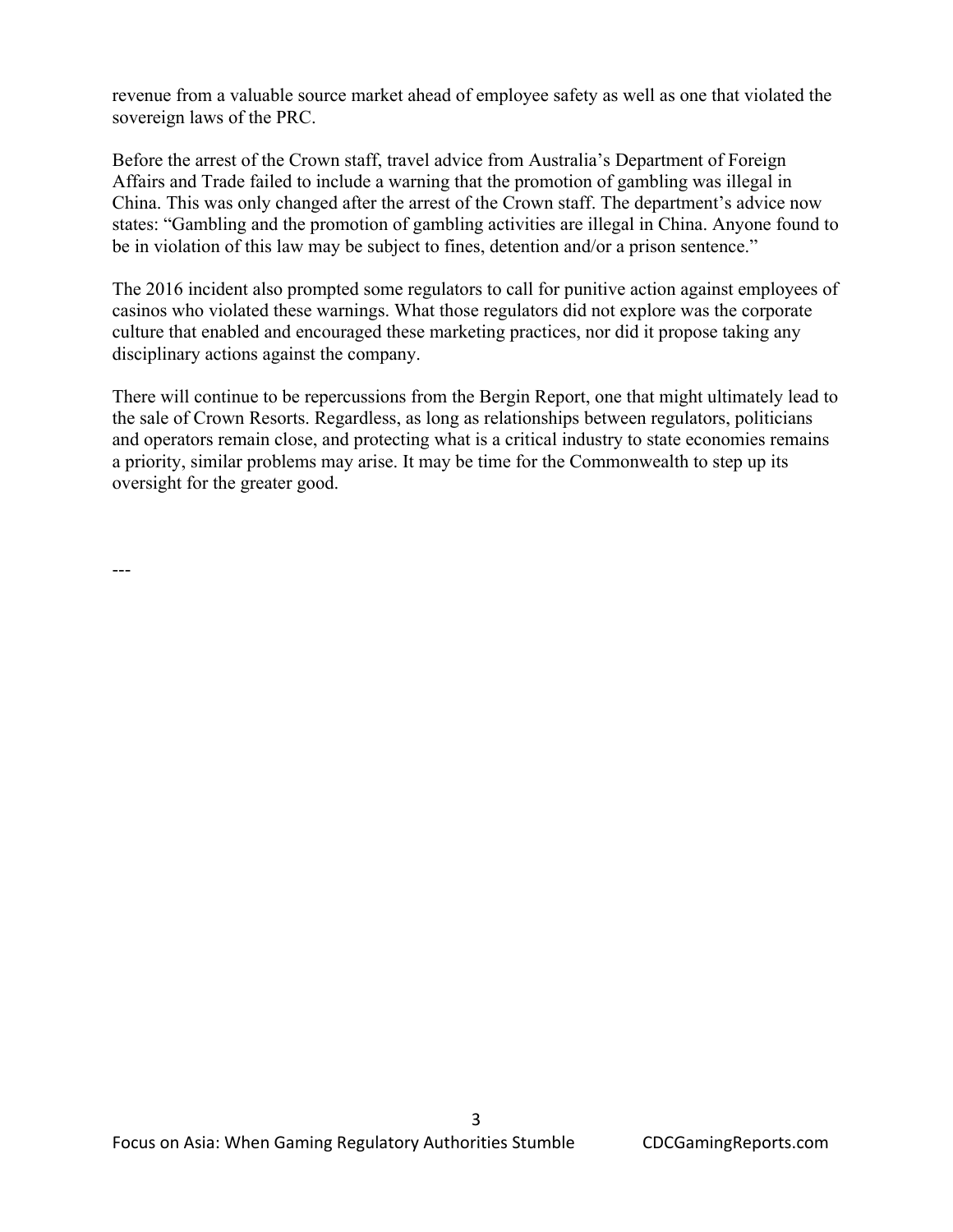revenue from a valuable source market ahead of employee safety as well as one that violated the sovereign laws of the PRC.

Before the arrest of the Crown staff, travel advice from Australia's Department of Foreign Affairs and Trade failed to include a warning that the promotion of gambling was illegal in China. This was only changed after the arrest of the Crown staff. The department's advice now states: "Gambling and the promotion of gambling activities are illegal in China. Anyone found to be in violation of this law may be subject to fines, detention and/or a prison sentence."

The 2016 incident also prompted some regulators to call for punitive action against employees of casinos who violated these warnings. What those regulators did not explore was the corporate culture that enabled and encouraged these marketing practices, nor did it propose taking any disciplinary actions against the company.

There will continue to be repercussions from the Bergin Report, one that might ultimately lead to the sale of Crown Resorts. Regardless, as long as relationships between regulators, politicians and operators remain close, and protecting what is a critical industry to state economies remains a priority, similar problems may arise. It may be time for the Commonwealth to step up its oversight for the greater good.

---